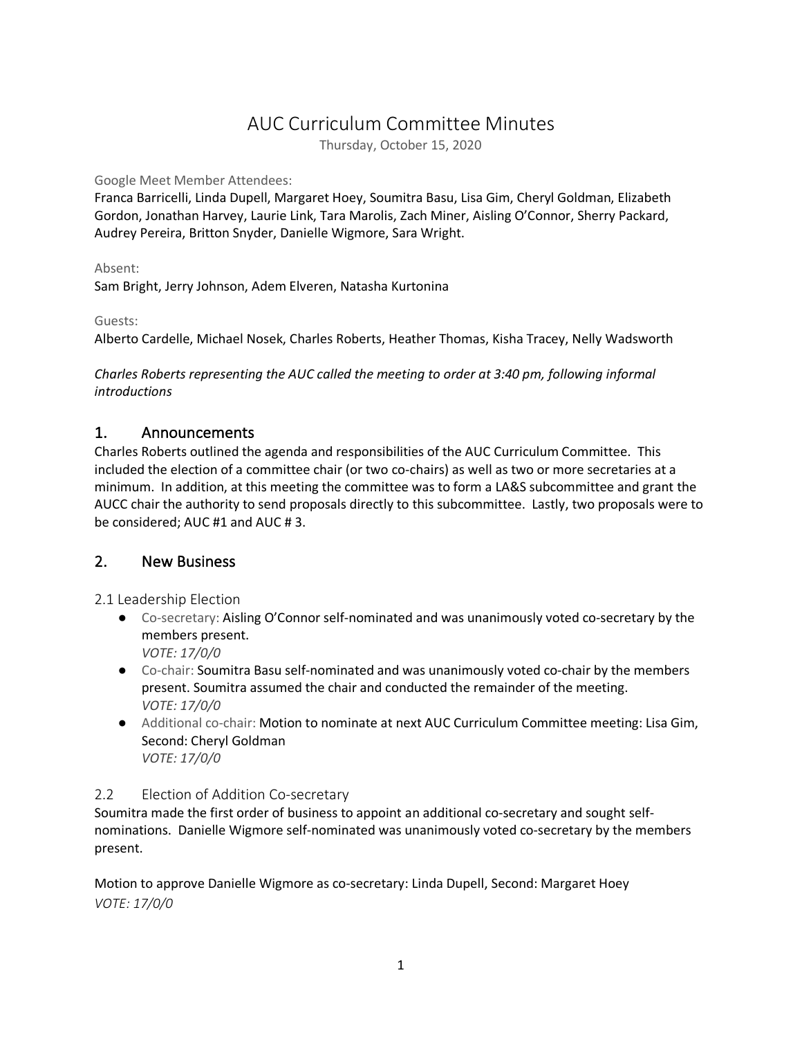# AUC Curriculum Committee Minutes

Thursday, October 15, 2020

Google Meet Member Attendees:
Franca Barricelli, Linda Dupell, Margaret Hoey, Soumitra Basu, Lisa Gim, Cheryl Goldman, Elizabeth Gordon, Jonathan Harvey, Laurie Link, Tara Marolis, Zach Miner, Aisling O'Connor, Sherry Packard, Audrey Pereira, Britton Snyder, Danielle Wigmore, Sara Wright.

Absent:
Sam Bright, Jerry Johnson, Adem Elveren, Natasha Kurtonina

Guests:
Alberto Cardelle, Michael Nosek, Charles Roberts, Heather Thomas, Kisha Tracey, Nelly Wadsworth

*Charles Roberts representing the AUC called the meeting to order at 3:40 pm, following informal introductions*

## 1. Announcements

Charles Roberts outlined the agenda and responsibilities of the AUC Curriculum Committee. This included the election of a committee chair (or two co-chairs) as well as two or more secretaries at a minimum. In addition, at this meeting the committee was to form a LA&S subcommittee and grant the AUCC chair the authority to send proposals directly to this subcommittee. Lastly, two proposals were to be considered; AUC #1 and AUC # 3.

## 2. New Business

### 2.1 Leadership Election

- Co-secretary: Aisling O'Connor self-nominated and was unanimously voted co-secretary by the members present.
  *VOTE: 17/0/0*
- Co-chair: Soumitra Basu self-nominated and was unanimously voted co-chair by the members present. Soumitra assumed the chair and conducted the remainder of the meeting.
  *VOTE: 17/0/0*
- Additional co-chair: Motion to nominate at next AUC Curriculum Committee meeting: Lisa Gim, Second: Cheryl Goldman
  *VOTE: 17/0/0*

### 2.2 Election of Addition Co-secretary

Soumitra made the first order of business to appoint an additional co-secretary and sought self-nominations. Danielle Wigmore self-nominated was unanimously voted co-secretary by the members present.

Motion to approve Danielle Wigmore as co-secretary: Linda Dupell, Second: Margaret Hoey
*VOTE: 17/0/0*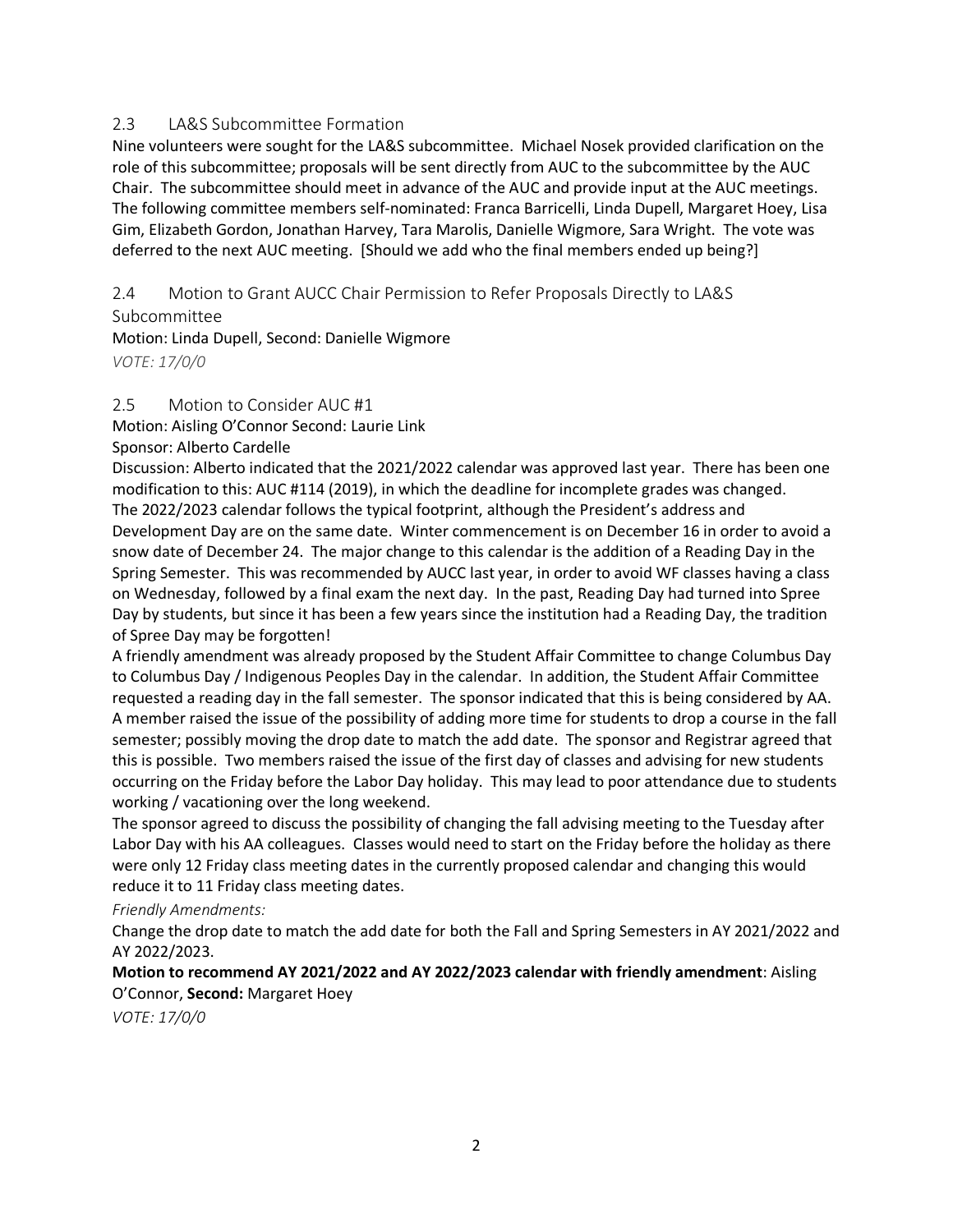## 2.3 LA&S Subcommittee Formation

Nine volunteers were sought for the LA&S subcommittee. Michael Nosek provided clarification on the role of this subcommittee; proposals will be sent directly from AUC to the subcommittee by the AUC Chair. The subcommittee should meet in advance of the AUC and provide input at the AUC meetings. The following committee members self-nominated: Franca Barricelli, Linda Dupell, Margaret Hoey, Lisa Gim, Elizabeth Gordon, Jonathan Harvey, Tara Marolis, Danielle Wigmore, Sara Wright. The vote was deferred to the next AUC meeting. [Should we add who the final members ended up being?]

## 2.4 Motion to Grant AUCC Chair Permission to Refer Proposals Directly to LA&S Subcommittee

Motion: Linda Dupell, Second: Danielle Wigmore

*VOTE: 17/0/0*

## 2.5 Motion to Consider AUC #1

Motion: Aisling O'Connor Second: Laurie Link

Sponsor: Alberto Cardelle

Discussion: Alberto indicated that the 2021/2022 calendar was approved last year. There has been one modification to this: AUC #114 (2019), in which the deadline for incomplete grades was changed. The 2022/2023 calendar follows the typical footprint, although the President's address and Development Day are on the same date. Winter commencement is on December 16 in order to avoid a snow date of December 24. The major change to this calendar is the addition of a Reading Day in the Spring Semester. This was recommended by AUCC last year, in order to avoid WF classes having a class on Wednesday, followed by a final exam the next day. In the past, Reading Day had turned into Spree Day by students, but since it has been a few years since the institution had a Reading Day, the tradition of Spree Day may be forgotten!

A friendly amendment was already proposed by the Student Affair Committee to change Columbus Day to Columbus Day / Indigenous Peoples Day in the calendar. In addition, the Student Affair Committee requested a reading day in the fall semester. The sponsor indicated that this is being considered by AA. A member raised the issue of the possibility of adding more time for students to drop a course in the fall semester; possibly moving the drop date to match the add date. The sponsor and Registrar agreed that this is possible. Two members raised the issue of the first day of classes and advising for new students occurring on the Friday before the Labor Day holiday. This may lead to poor attendance due to students working / vacationing over the long weekend.

The sponsor agreed to discuss the possibility of changing the fall advising meeting to the Tuesday after Labor Day with his AA colleagues. Classes would need to start on the Friday before the holiday as there were only 12 Friday class meeting dates in the currently proposed calendar and changing this would reduce it to 11 Friday class meeting dates.

*Friendly Amendments:*

Change the drop date to match the add date for both the Fall and Spring Semesters in AY 2021/2022 and AY 2022/2023.

**Motion to recommend AY 2021/2022 and AY 2022/2023 calendar with friendly amendment**: Aisling O'Connor, **Second:** Margaret Hoey

*VOTE: 17/0/0*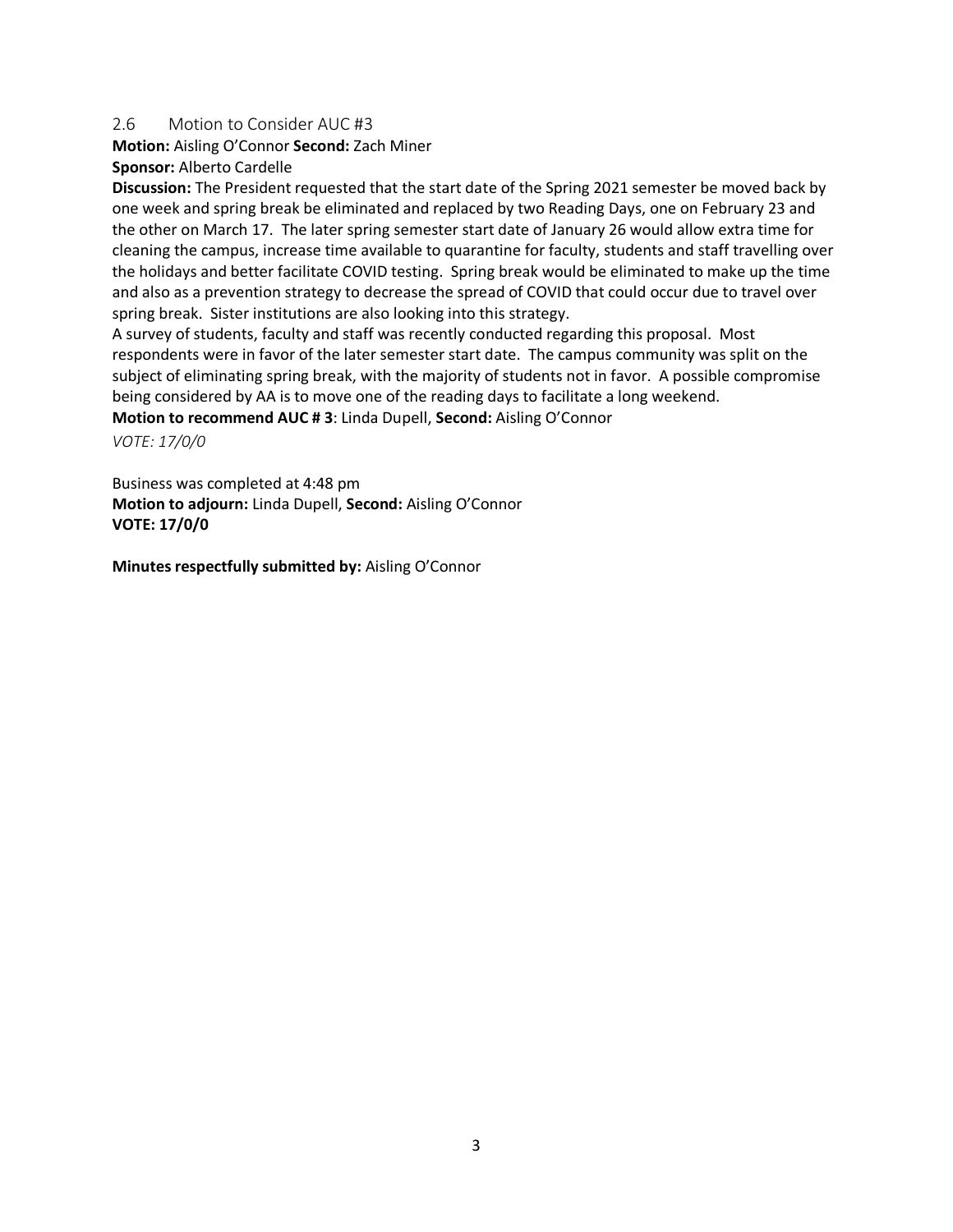## 2.6 Motion to Consider AUC #3

**Motion:** Aisling O'Connor **Second:** Zach Miner
**Sponsor:** Alberto Cardelle

**Discussion:** The President requested that the start date of the Spring 2021 semester be moved back by one week and spring break be eliminated and replaced by two Reading Days, one on February 23 and the other on March 17. The later spring semester start date of January 26 would allow extra time for cleaning the campus, increase time available to quarantine for faculty, students and staff travelling over the holidays and better facilitate COVID testing. Spring break would be eliminated to make up the time and also as a prevention strategy to decrease the spread of COVID that could occur due to travel over spring break. Sister institutions are also looking into this strategy.

A survey of students, faculty and staff was recently conducted regarding this proposal. Most respondents were in favor of the later semester start date. The campus community was split on the subject of eliminating spring break, with the majority of students not in favor. A possible compromise being considered by AA is to move one of the reading days to facilitate a long weekend.

**Motion to recommend AUC # 3**: Linda Dupell, **Second:** Aisling O'Connor

*VOTE: 17/0/0*

Business was completed at 4:48 pm

**Motion to adjourn:** Linda Dupell, **Second:** Aisling O'Connor

**VOTE: 17/0/0**

**Minutes respectfully submitted by:** Aisling O'Connor